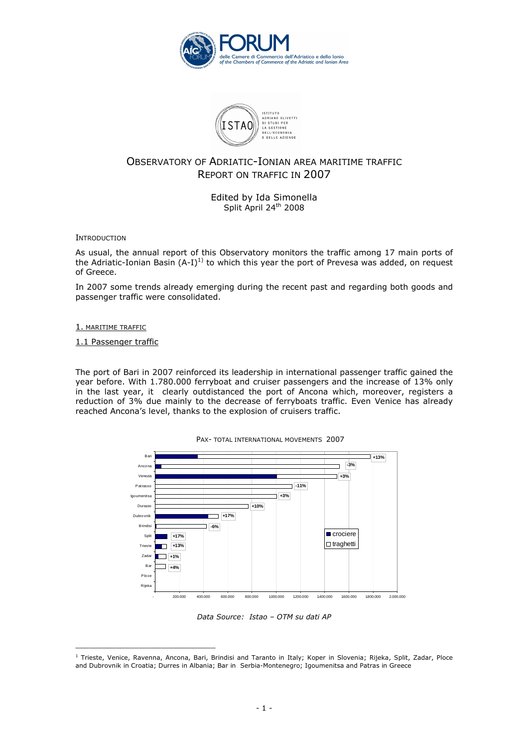FORUM

delle Camere di Commercio dell'Adriatico e dello Ionio
*of the Chambers of Commerce of the Adriatic and Ionian Area*

ISTAO

ISTITUTO ADRIANO OLIVETTI DI STUDI PER LA GESTIONE DELL'ECONOMIA E DELLE AZIENDE

# OBSERVATORY OF ADRIATIC-IONIAN AREA MARITIME TRAFFIC
# REPORT ON TRAFFIC IN 2007

Edited by Ida Simonella
Split April 24th 2008

## INTRODUCTION

As usual, the annual report of this Observatory monitors the traffic among 17 main ports of the Adriatic-Ionian Basin (A-I)[1] to which this year the port of Prevesa was added, on request of Greece.

In 2007 some trends already emerging during the recent past and regarding both goods and passenger traffic were consolidated.

## 1. MARITIME TRAFFIC

### 1.1 Passenger traffic

The port of Bari in 2007 reinforced its leadership in international passenger traffic gained the year before. With 1.780.000 ferryboat and cruiser passengers and the increase of 13% only in the last year, it clearly outdistanced the port of Ancona which, moreover, registers a reduction of 3% due mainly to the decrease of ferryboats traffic. Even Venice has already reached Ancona's level, thanks to the explosion of cruisers traffic.

PAX- TOTAL INTERNATIONAL MOVEMENTS 2007

| Port | Change |
|---|---|
| Bari | +13% |
| Ancona | -3% |
| Venezia | +3% |
| Patrasso | -11% |
| Igoumenitsa | +3% |
| Durazzo | +10% |
| Dubrovnik | +17% |
| Brindisi | -6% |
| Split | +17% |
| Trieste | +13% |
| Zadar | +1% |
| Bar | +4% |
| Ploce | |
| Rijeka | |

Legend: crociere; traghetti

*Data Source: Istao – OTM su dati AP*

[1] Trieste, Venice, Ravenna, Ancona, Bari, Brindisi and Taranto in Italy; Koper in Slovenia; Rijeka, Split, Zadar, Ploce and Dubrovnik in Croatia; Durres in Albania; Bar in Serbia-Montenegro; Igoumenitsa and Patras in Greece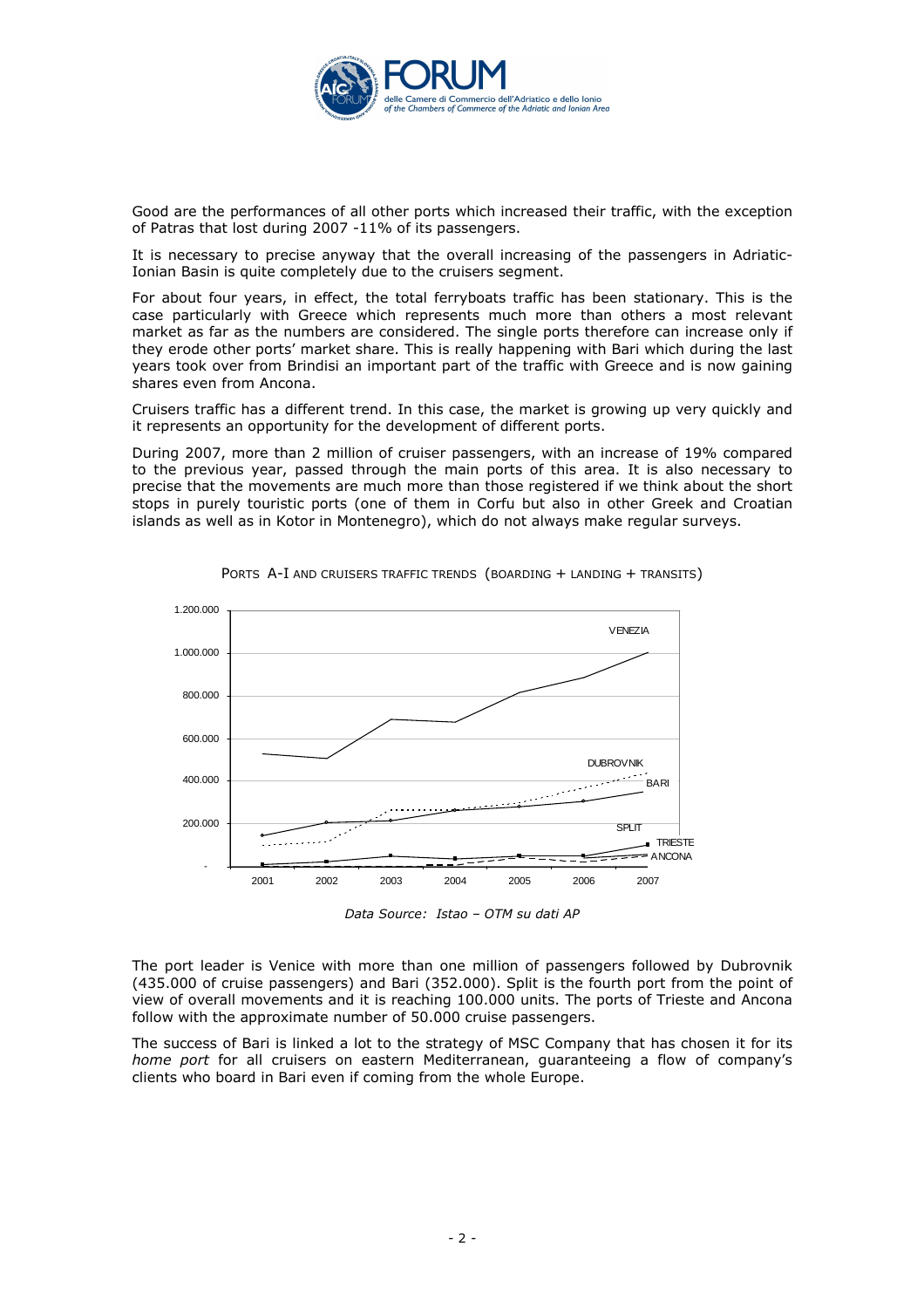Good are the performances of all other ports which increased their traffic, with the exception of Patras that lost during 2007 -11% of its passengers.

It is necessary to precise anyway that the overall increasing of the passengers in Adriatic-Ionian Basin is quite completely due to the cruisers segment.

For about four years, in effect, the total ferryboats traffic has been stationary. This is the case particularly with Greece which represents much more than others a most relevant market as far as the numbers are considered. The single ports therefore can increase only if they erode other ports' market share. This is really happening with Bari which during the last years took over from Brindisi an important part of the traffic with Greece and is now gaining shares even from Ancona.

Cruisers traffic has a different trend. In this case, the market is growing up very quickly and it represents an opportunity for the development of different ports.

During 2007, more than 2 million of cruiser passengers, with an increase of 19% compared to the previous year, passed through the main ports of this area. It is also necessary to precise that the movements are much more than those registered if we think about the short stops in purely touristic ports (one of them in Corfu but also in other Greek and Croatian islands as well as in Kotor in Montenegro), which do not always make regular surveys.

PORTS A-I AND CRUISERS TRAFFIC TRENDS (BOARDING + LANDING + TRANSITS)

*Data Source: Istao – OTM su dati AP*

The port leader is Venice with more than one million of passengers followed by Dubrovnik (435.000 of cruise passengers) and Bari (352.000). Split is the fourth port from the point of view of overall movements and it is reaching 100.000 units. The ports of Trieste and Ancona follow with the approximate number of 50.000 cruise passengers.

The success of Bari is linked a lot to the strategy of MSC Company that has chosen it for its *home port* for all cruisers on eastern Mediterranean, guaranteeing a flow of company's clients who board in Bari even if coming from the whole Europe.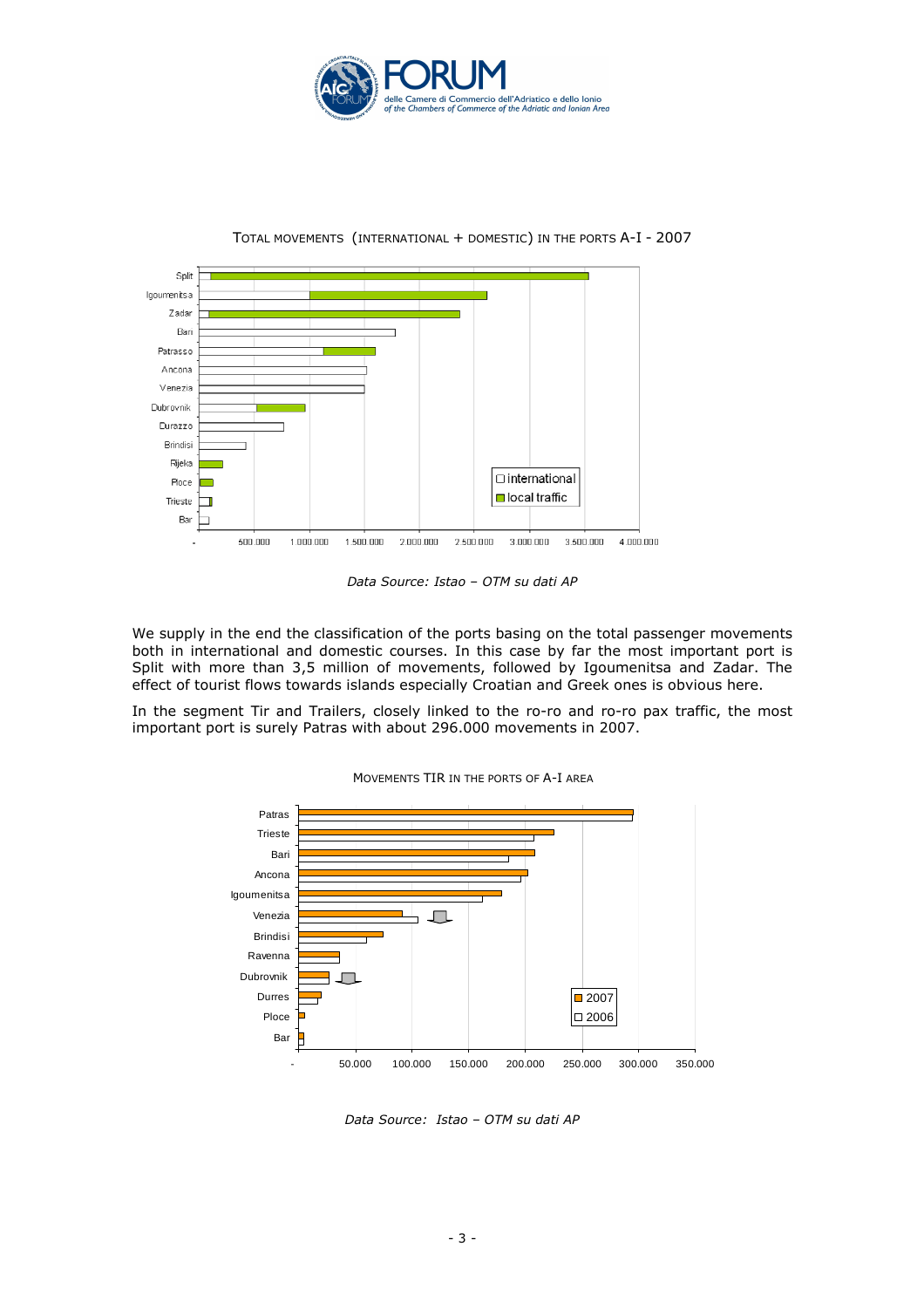TOTAL MOVEMENTS (INTERNATIONAL + DOMESTIC) IN THE PORTS A-I - 2007

*Data Source: Istao – OTM su dati AP*

We supply in the end the classification of the ports basing on the total passenger movements both in international and domestic courses. In this case by far the most important port is Split with more than 3,5 million of movements, followed by Igoumenitsa and Zadar. The effect of tourist flows towards islands especially Croatian and Greek ones is obvious here.

In the segment Tir and Trailers, closely linked to the ro-ro and ro-ro pax traffic, the most important port is surely Patras with about 296.000 movements in 2007.

MOVEMENTS TIR IN THE PORTS OF A-I AREA

*Data Source: Istao – OTM su dati AP*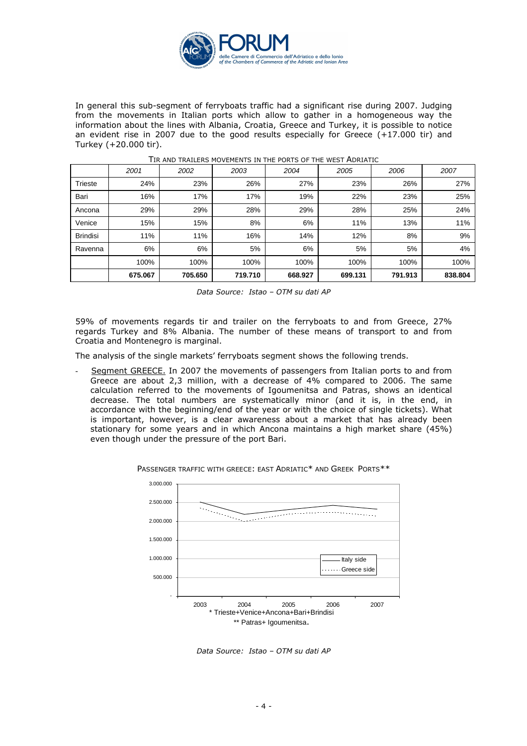In general this sub-segment of ferryboats traffic had a significant rise during 2007. Judging from the movements in Italian ports which allow to gather in a homogeneous way the information about the lines with Albania, Croatia, Greece and Turkey, it is possible to notice an evident rise in 2007 due to the good results especially for Greece (+17.000 tir) and Turkey (+20.000 tir).

TIR AND TRAILERS MOVEMENTS IN THE PORTS OF THE WEST ADRIATIC

| | 2001 | 2002 | 2003 | 2004 | 2005 | 2006 | 2007 |
|---|---|---|---|---|---|---|---|
| Trieste | 24% | 23% | 26% | 27% | 23% | 26% | 27% |
| Bari | 16% | 17% | 17% | 19% | 22% | 23% | 25% |
| Ancona | 29% | 29% | 28% | 29% | 28% | 25% | 24% |
| Venice | 15% | 15% | 8% | 6% | 11% | 13% | 11% |
| Brindisi | 11% | 11% | 16% | 14% | 12% | 8% | 9% |
| Ravenna | 6% | 6% | 5% | 6% | 5% | 5% | 4% |
| | 100% | 100% | 100% | 100% | 100% | 100% | 100% |
| | **675.067** | **705.650** | **719.710** | **668.927** | **699.131** | **791.913** | **838.804** |

*Data Source: Istao – OTM su dati AP*

59% of movements regards tir and trailer on the ferryboats to and from Greece, 27% regards Turkey and 8% Albania. The number of these means of transport to and from Croatia and Montenegro is marginal.

The analysis of the single markets' ferryboats segment shows the following trends.

- Segment GREECE. In 2007 the movements of passengers from Italian ports to and from Greece are about 2,3 million, with a decrease of 4% compared to 2006. The same calculation referred to the movements of Igoumenitsa and Patras, shows an identical decrease. The total numbers are systematically minor (and it is, in the end, in accordance with the beginning/end of the year or with the choice of single tickets). What is important, however, is a clear awareness about a market that has already been stationary for some years and in which Ancona maintains a high market share (45%) even though under the pressure of the port Bari.

PASSENGER TRAFFIC WITH GREECE: EAST ADRIATIC* AND GREEK PORTS**

* Trieste+Venice+Ancona+Bari+Brindisi

** Patras+ Igoumenitsa.

*Data Source: Istao – OTM su dati AP*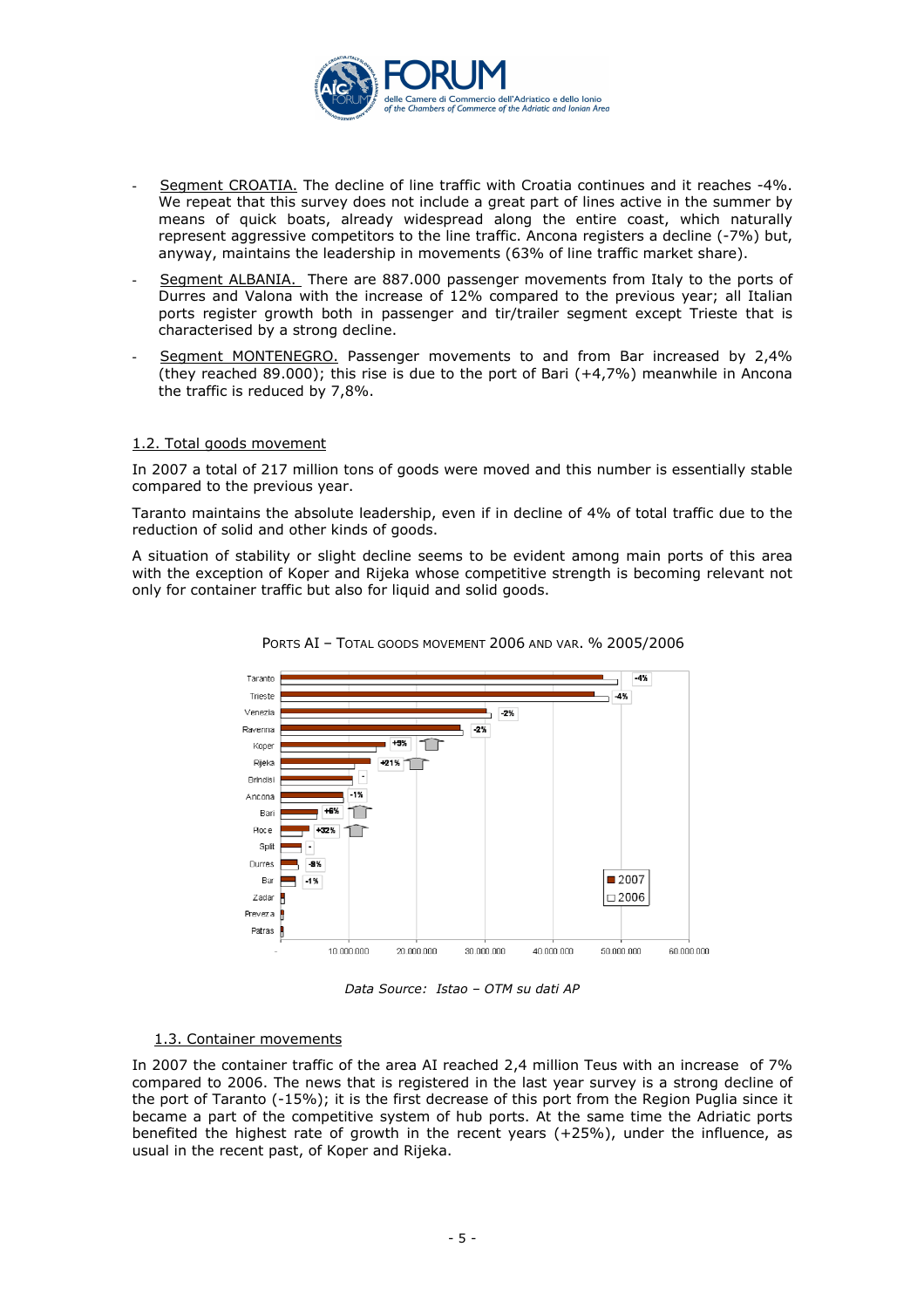- Segment CROATIA. The decline of line traffic with Croatia continues and it reaches -4%. We repeat that this survey does not include a great part of lines active in the summer by means of quick boats, already widespread along the entire coast, which naturally represent aggressive competitors to the line traffic. Ancona registers a decline (-7%) but, anyway, maintains the leadership in movements (63% of line traffic market share).
- Segment ALBANIA. There are 887.000 passenger movements from Italy to the ports of Durres and Valona with the increase of 12% compared to the previous year; all Italian ports register growth both in passenger and tir/trailer segment except Trieste that is characterised by a strong decline.
- Segment MONTENEGRO. Passenger movements to and from Bar increased by 2,4% (they reached 89.000); this rise is due to the port of Bari (+4,7%) meanwhile in Ancona the traffic is reduced by 7,8%.

## 1.2. Total goods movement

In 2007 a total of 217 million tons of goods were moved and this number is essentially stable compared to the previous year.

Taranto maintains the absolute leadership, even if in decline of 4% of total traffic due to the reduction of solid and other kinds of goods.

A situation of stability or slight decline seems to be evident among main ports of this area with the exception of Koper and Rijeka whose competitive strength is becoming relevant not only for container traffic but also for liquid and solid goods.

PORTS AI – TOTAL GOODS MOVEMENT 2006 AND VAR. % 2005/2006

| Port | Var. % |
|---|---|
| Taranto | -4% |
| Trieste | -4% |
| Venezia | -2% |
| Ravenna | -2% |
| Koper | +9% |
| Rijeka | +21% |
| Brindisi | - |
| Ancona | -1% |
| Bari | +6% |
| Ploce | +32% |
| Split | - |
| Durres | -8% |
| Bar | -1% |
| Zadar | |
| Preveza | |
| Patras | |

*Data Source: Istao – OTM su dati AP*

## 1.3. Container movements

In 2007 the container traffic of the area AI reached 2,4 million Teus with an increase of 7% compared to 2006. The news that is registered in the last year survey is a strong decline of the port of Taranto (-15%); it is the first decrease of this port from the Region Puglia since it became a part of the competitive system of hub ports. At the same time the Adriatic ports benefited the highest rate of growth in the recent years (+25%), under the influence, as usual in the recent past, of Koper and Rijeka.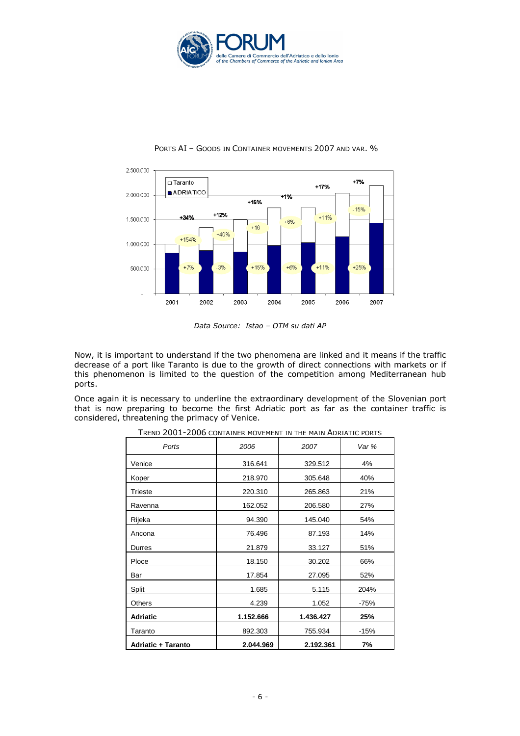PORTS AI – GOODS IN CONTAINER MOVEMENTS 2007 AND VAR. %

*Data Source: Istao – OTM su dati AP*

Now, it is important to understand if the two phenomena are linked and it means if the traffic decrease of a port like Taranto is due to the growth of direct connections with markets or if this phenomenon is limited to the question of the competition among Mediterranean hub ports.

Once again it is necessary to underline the extraordinary development of the Slovenian port that is now preparing to become the first Adriatic port as far as the container traffic is considered, threatening the primacy of Venice.

TREND 2001-2006 CONTAINER MOVEMENT IN THE MAIN ADRIATIC PORTS

| *Ports* | *2006* | *2007* | *Var %* |
|---|---|---|---|
| Venice | 316.641 | 329.512 | 4% |
| Koper | 218.970 | 305.648 | 40% |
| Trieste | 220.310 | 265.863 | 21% |
| Ravenna | 162.052 | 206.580 | 27% |
| Rijeka | 94.390 | 145.040 | 54% |
| Ancona | 76.496 | 87.193 | 14% |
| Durres | 21.879 | 33.127 | 51% |
| Ploce | 18.150 | 30.202 | 66% |
| Bar | 17.854 | 27.095 | 52% |
| Split | 1.685 | 5.115 | 204% |
| Others | 4.239 | 1.052 | -75% |
| **Adriatic** | **1.152.666** | **1.436.427** | **25%** |
| Taranto | 892.303 | 755.934 | -15% |
| **Adriatic + Taranto** | **2.044.969** | **2.192.361** | **7%** |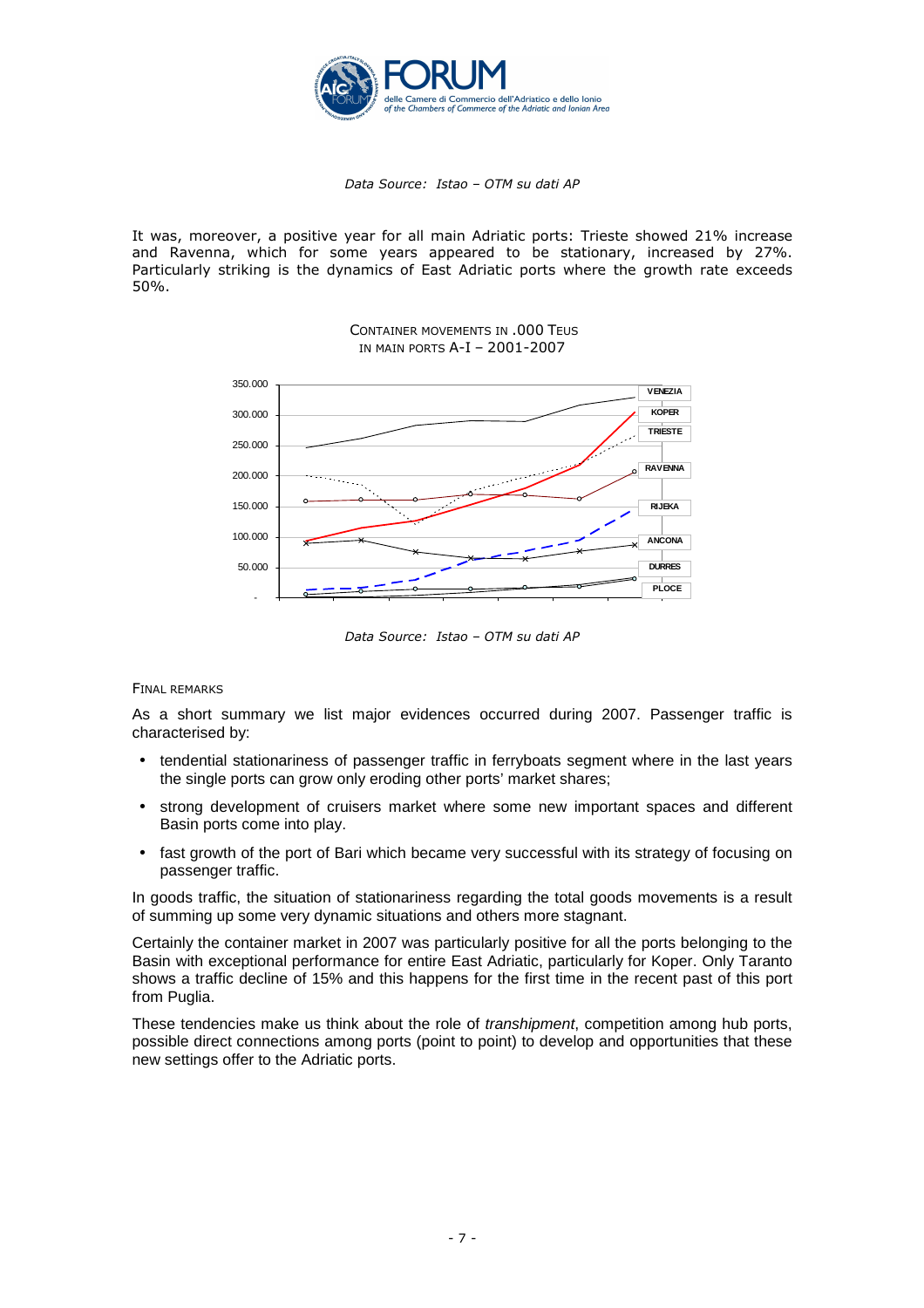*Data Source: Istao – OTM su dati AP*

It was, moreover, a positive year for all main Adriatic ports: Trieste showed 21% increase and Ravenna, which for some years appeared to be stationary, increased by 27%. Particularly striking is the dynamics of East Adriatic ports where the growth rate exceeds 50%.

CONTAINER MOVEMENTS IN .000 TEUS
IN MAIN PORTS A-I – 2001-2007

350.000
300.000
250.000
200.000
150.000
100.000
50.000
-

VENEZIA
KOPER
TRIESTE
RAVENNA
RIJEKA
ANCONA
DURRES
PLOCE

*Data Source: Istao – OTM su dati AP*

FINAL REMARKS

As a short summary we list major evidences occurred during 2007. Passenger traffic is characterised by:

- tendential stationariness of passenger traffic in ferryboats segment where in the last years the single ports can grow only eroding other ports' market shares;
- strong development of cruisers market where some new important spaces and different Basin ports come into play.
- fast growth of the port of Bari which became very successful with its strategy of focusing on passenger traffic.

In goods traffic, the situation of stationariness regarding the total goods movements is a result of summing up some very dynamic situations and others more stagnant.

Certainly the container market in 2007 was particularly positive for all the ports belonging to the Basin with exceptional performance for entire East Adriatic, particularly for Koper. Only Taranto shows a traffic decline of 15% and this happens for the first time in the recent past of this port from Puglia.

These tendencies make us think about the role of *transhipment*, competition among hub ports, possible direct connections among ports (point to point) to develop and opportunities that these new settings offer to the Adriatic ports.